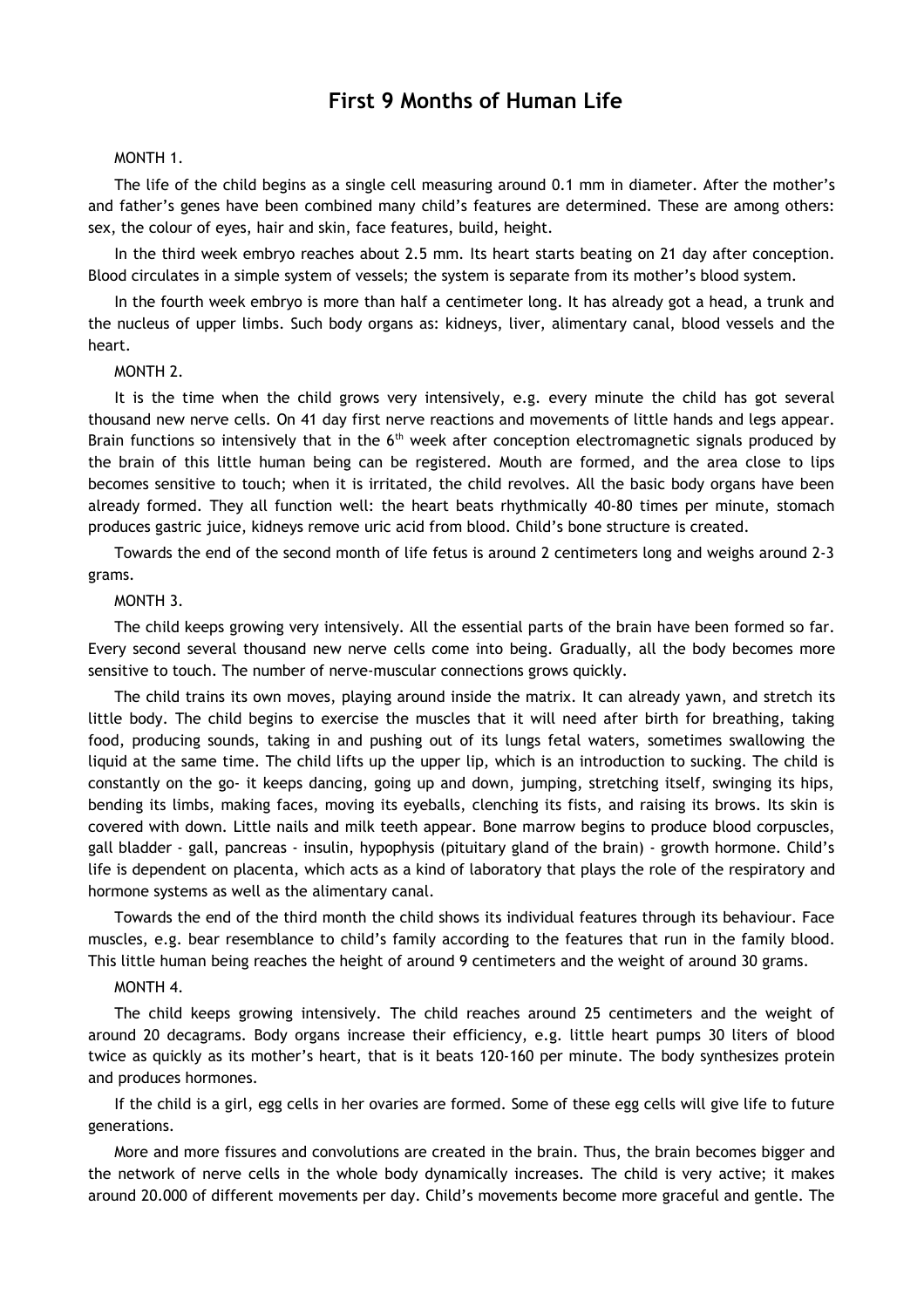# First 9 Months of Human Life

MONTH 1.

The life of the child begins as a single cell measuring around 0.1 mm in diameter. After the mother's and father's genes have been combined many child's features are determined. These are among others: sex, the colour of eyes, hair and skin, face features, build, height.

In the third week embryo reaches about 2.5 mm. Its heart starts beating on 21 day after conception. Blood circulates in a simple system of vessels; the system is separate from its mother's blood system.

In the fourth week embryo is more than half a centimeter long. It has already got a head, a trunk and the nucleus of upper limbs. Such body organs as: kidneys, liver, alimentary canal, blood vessels and the heart.

MONTH 2.

It is the time when the child grows very intensively, e.g. every minute the child has got several thousand new nerve cells. On 41 day first nerve reactions and movements of little hands and legs appear. Brain functions so intensively that in the 6$^{th}$ week after conception electromagnetic signals produced by the brain of this little human being can be registered. Mouth are formed, and the area close to lips becomes sensitive to touch; when it is irritated, the child revolves. All the basic body organs have been already formed. They all function well: the heart beats rhythmically 40-80 times per minute, stomach produces gastric juice, kidneys remove uric acid from blood. Child's bone structure is created.

Towards the end of the second month of life fetus is around 2 centimeters long and weighs around 2-3 grams.

MONTH 3.

The child keeps growing very intensively. All the essential parts of the brain have been formed so far. Every second several thousand new nerve cells come into being. Gradually, all the body becomes more sensitive to touch. The number of nerve-muscular connections grows quickly.

The child trains its own moves, playing around inside the matrix. It can already yawn, and stretch its little body. The child begins to exercise the muscles that it will need after birth for breathing, taking food, producing sounds, taking in and pushing out of its lungs fetal waters, sometimes swallowing the liquid at the same time. The child lifts up the upper lip, which is an introduction to sucking. The child is constantly on the go- it keeps dancing, going up and down, jumping, stretching itself, swinging its hips, bending its limbs, making faces, moving its eyeballs, clenching its fists, and raising its brows. Its skin is covered with down. Little nails and milk teeth appear. Bone marrow begins to produce blood corpuscles, gall bladder - gall, pancreas - insulin, hypophysis (pituitary gland of the brain) - growth hormone. Child's life is dependent on placenta, which acts as a kind of laboratory that plays the role of the respiratory and hormone systems as well as the alimentary canal.

Towards the end of the third month the child shows its individual features through its behaviour. Face muscles, e.g. bear resemblance to child's family according to the features that run in the family blood. This little human being reaches the height of around 9 centimeters and the weight of around 30 grams.

MONTH 4.

The child keeps growing intensively. The child reaches around 25 centimeters and the weight of around 20 decagrams. Body organs increase their efficiency, e.g. little heart pumps 30 liters of blood twice as quickly as its mother's heart, that is it beats 120-160 per minute. The body synthesizes protein and produces hormones.

If the child is a girl, egg cells in her ovaries are formed. Some of these egg cells will give life to future generations.

More and more fissures and convolutions are created in the brain. Thus, the brain becomes bigger and the network of nerve cells in the whole body dynamically increases. The child is very active; it makes around 20.000 of different movements per day. Child's movements become more graceful and gentle. The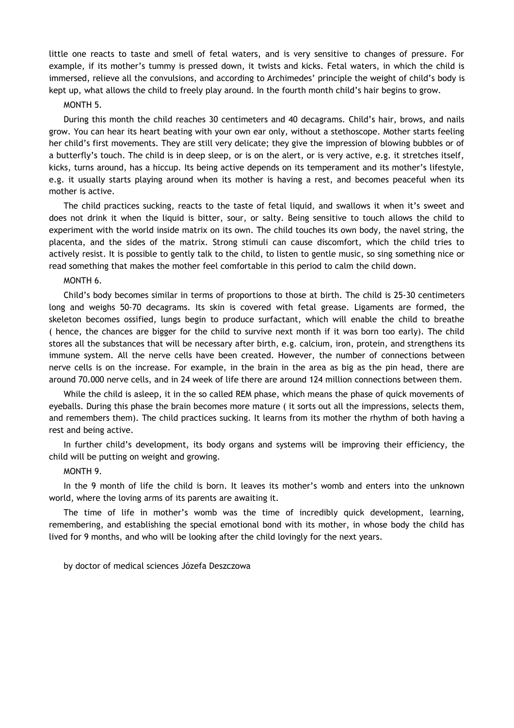little one reacts to taste and smell of fetal waters, and is very sensitive to changes of pressure. For example, if its mother's tummy is pressed down, it twists and kicks. Fetal waters, in which the child is immersed, relieve all the convulsions, and according to Archimedes' principle the weight of child's body is kept up, what allows the child to freely play around. In the fourth month child's hair begins to grow.

MONTH 5.

During this month the child reaches 30 centimeters and 40 decagrams. Child's hair, brows, and nails grow. You can hear its heart beating with your own ear only, without a stethoscope. Mother starts feeling her child's first movements. They are still very delicate; they give the impression of blowing bubbles or of a butterfly's touch. The child is in deep sleep, or is on the alert, or is very active, e.g. it stretches itself, kicks, turns around, has a hiccup. Its being active depends on its temperament and its mother's lifestyle, e.g. it usually starts playing around when its mother is having a rest, and becomes peaceful when its mother is active.

The child practices sucking, reacts to the taste of fetal liquid, and swallows it when it's sweet and does not drink it when the liquid is bitter, sour, or salty. Being sensitive to touch allows the child to experiment with the world inside matrix on its own. The child touches its own body, the navel string, the placenta, and the sides of the matrix. Strong stimuli can cause discomfort, which the child tries to actively resist. It is possible to gently talk to the child, to listen to gentle music, so sing something nice or read something that makes the mother feel comfortable in this period to calm the child down.

MONTH 6.

Child's body becomes similar in terms of proportions to those at birth. The child is 25-30 centimeters long and weighs 50-70 decagrams. Its skin is covered with fetal grease. Ligaments are formed, the skeleton becomes ossified, lungs begin to produce surfactant, which will enable the child to breathe ( hence, the chances are bigger for the child to survive next month if it was born too early). The child stores all the substances that will be necessary after birth, e.g. calcium, iron, protein, and strengthens its immune system. All the nerve cells have been created. However, the number of connections between nerve cells is on the increase. For example, in the brain in the area as big as the pin head, there are around 70.000 nerve cells, and in 24 week of life there are around 124 million connections between them.

While the child is asleep, it in the so called REM phase, which means the phase of quick movements of eyeballs. During this phase the brain becomes more mature ( it sorts out all the impressions, selects them, and remembers them). The child practices sucking. It learns from its mother the rhythm of both having a rest and being active.

In further child's development, its body organs and systems will be improving their efficiency, the child will be putting on weight and growing.

MONTH 9.

In the 9 month of life the child is born. It leaves its mother's womb and enters into the unknown world, where the loving arms of its parents are awaiting it.

The time of life in mother's womb was the time of incredibly quick development, learning, remembering, and establishing the special emotional bond with its mother, in whose body the child has lived for 9 months, and who will be looking after the child lovingly for the next years.

by doctor of medical sciences Józefa Deszczowa